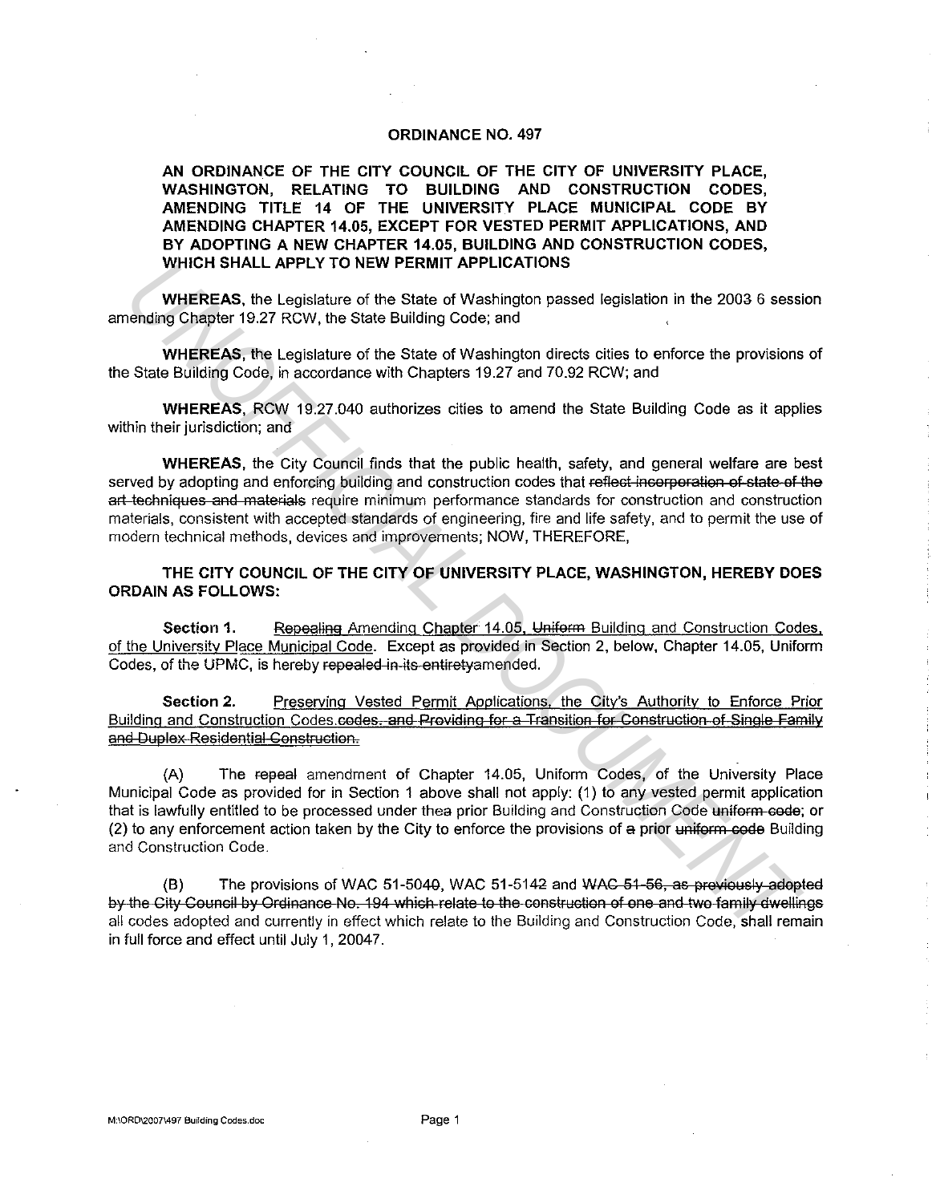# ORDINANCE NO. 497

**AN ORDINANCE OF THE CITY COUNCIL OF THE CITY OF UNIVERSITY PLACE, WASHINGTON, RELATING TO BUILDING AND CONSTRUCTION CODES, AMENDING TITLE 14 OF THE UNIVERSITY PLACE MUNICIPAL CODE BY AMENDING CHAPTER 14.05, EXCEPT FOR VESTED PERMIT APPLICATIONS, AND BY ADOPTING A NEW CHAPTER 14.05, BUILDING AND CONSTRUCTION CODES, WHICH SHALL APPLY TO NEW PERMIT APPLICATIONS**

**WHEREAS**, the Legislature of the State of Washington passed legislation in the 2003 6 session amending Chapter 19.27 RCW, the State Building Code; and

**WHEREAS**, the Legislature of the State of Washington directs cities to enforce the provisions of the State Building Code, in accordance with Chapters 19.27 and 70.92 RCW; and

**WHEREAS**, RCW 19.27.040 authorizes cities to amend the State Building Code as it applies within their jurisdiction; and

**WHEREAS**, the City Council finds that the public health, safety, and general welfare are best served by adopting and enforcing building and construction codes that ~~reflect incorporation of state of the art techniques and materials~~ require minimum performance standards for construction and construction materials, consistent with accepted standards of engineering, fire and life safety, and to permit the use of modern technical methods, devices and improvements; NOW, THEREFORE,

**THE CITY COUNCIL OF THE CITY OF UNIVERSITY PLACE, WASHINGTON, HEREBY DOES ORDAIN AS FOLLOWS:**

**Section 1.** ~~Repealing~~ Amending Chapter 14.05, ~~Uniform~~ Building and Construction Codes, of the University Place Municipal Code. Except as provided in Section 2, below, Chapter 14.05, Uniform Codes, of the UPMC, is hereby ~~repealed in its entirety~~amended.

**Section 2.** Preserving Vested Permit Applications, the City's Authority to Enforce Prior Building and Construction Codes.~~codes, and Providing for a Transition for Construction of Single Family and Duplex Residential Construction.~~

(A) The ~~repeal~~ amendment of Chapter 14.05, Uniform Codes, of the University Place Municipal Code as provided for in Section 1 above shall not apply: (1) to any vested permit application that is lawfully entitled to be processed under thea prior Building and Construction Code ~~uniform code~~; or (2) to any enforcement action taken by the City to enforce the provisions of ~~a~~ prior ~~uniform code~~ Building and Construction Code.

(B) The provisions of WAC 51-5040, WAC 51-5142 and ~~WAC 51-56, as previously adopted by the City Council by Ordinance No. 194 which relate to the construction of one and two family dwellings~~ all codes adopted and currently in effect which relate to the Building and Construction Code, shall remain in full force and effect until July 1, 20047.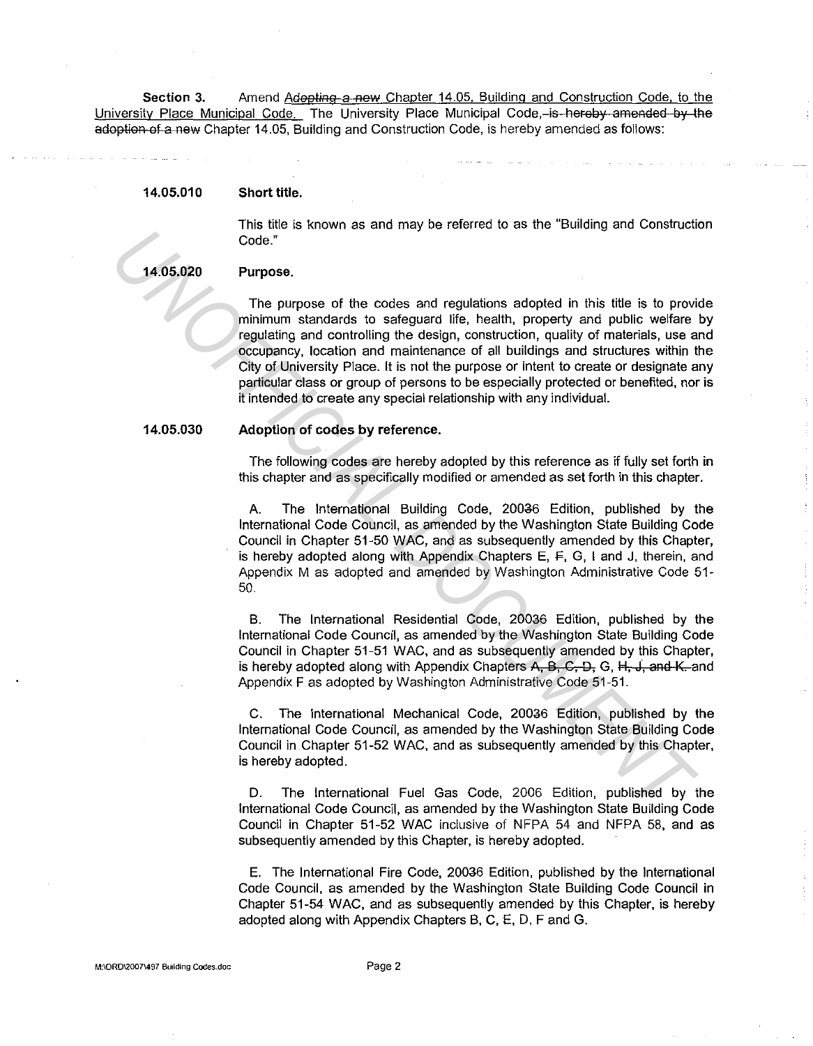**Section 3.** Amend ~~Adopting a new~~ Chapter 14.05, Building and Construction Code, to the University Place Municipal Code. The University Place Municipal Code, ~~is hereby amended by the adoption of a new~~ Chapter 14.05, Building and Construction Code, is hereby amended as follows:

**14.05.010 Short title.**

This title is known as and may be referred to as the "Building and Construction Code."

**14.05.020 Purpose.**

The purpose of the codes and regulations adopted in this title is to provide minimum standards to safeguard life, health, property and public welfare by regulating and controlling the design, construction, quality of materials, use and occupancy, location and maintenance of all buildings and structures within the City of University Place. It is not the purpose or intent to create or designate any particular class or group of persons to be especially protected or benefited, nor is it intended to create any special relationship with any individual.

**14.05.030 Adoption of codes by reference.**

The following codes are hereby adopted by this reference as if fully set forth in this chapter and as specifically modified or amended as set forth in this chapter.

A. The International Building Code, 200~~3~~6 Edition, published by the International Code Council, as amended by the Washington State Building Code Council in Chapter 51-50 WAC, and as subsequently amended by this Chapter, is hereby adopted along with Appendix Chapters E, ~~F~~, G, I and J, therein, and Appendix M as adopted and amended by Washington Administrative Code 51-50.

B. The International Residential Code, 200~~3~~6 Edition, published by the International Code Council, as amended by the Washington State Building Code Council in Chapter 51-51 WAC, and as subsequently amended by this Chapter, is hereby adopted along with Appendix Chapters ~~A, B, C, D,~~ G, ~~H, J, and K.~~ and Appendix F as adopted by Washington Administrative Code 51-51.

C. The International Mechanical Code, 200~~3~~6 Edition, published by the International Code Council, as amended by the Washington State Building Code Council in Chapter 51-52 WAC, and as subsequently amended by this Chapter, is hereby adopted.

D. The International Fuel Gas Code, 2006 Edition, published by the International Code Council, as amended by the Washington State Building Code Council in Chapter 51-52 WAC inclusive of NFPA 54 and NFPA 58, and as subsequently amended by this Chapter, is hereby adopted.

E. The International Fire Code, 200~~3~~6 Edition, published by the International Code Council, as amended by the Washington State Building Code Council in Chapter 51-54 WAC, and as subsequently amended by this Chapter, is hereby adopted along with Appendix Chapters B, C, E, D, F and G.

M:\ORD\2007\497 Building Codes.doc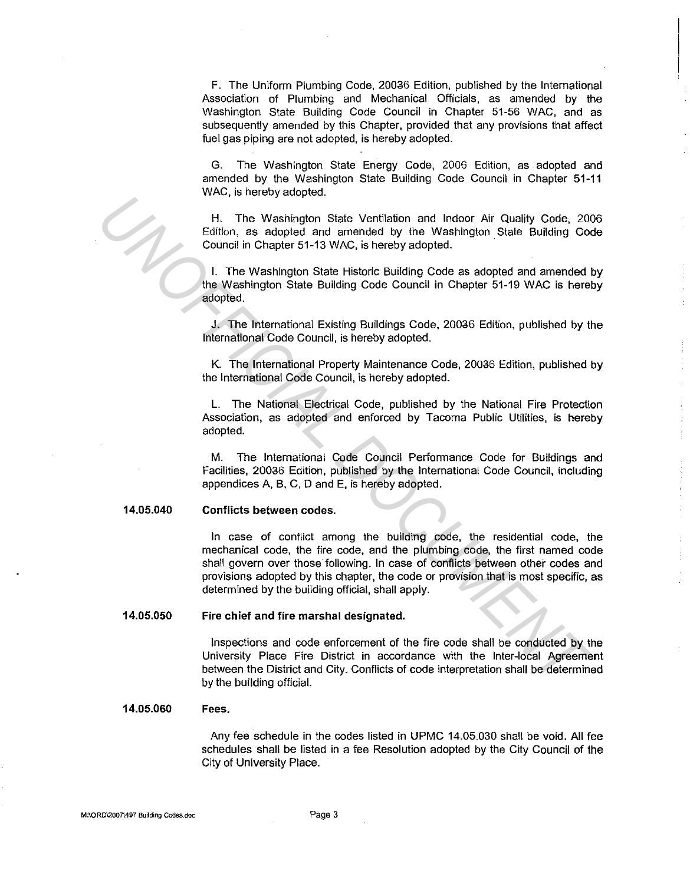F. The Uniform Plumbing Code, 20036 Edition, published by the International Association of Plumbing and Mechanical Officials, as amended by the Washington State Building Code Council in Chapter 51-56 WAC, and as subsequently amended by this Chapter, provided that any provisions that affect fuel gas piping are not adopted, is hereby adopted.

G. The Washington State Energy Code, 2006 Edition, as adopted and amended by the Washington State Building Code Council in Chapter 51-11 WAC, is hereby adopted.

H. The Washington State Ventilation and Indoor Air Quality Code, 2006 Edition, as adopted and amended by the Washington State Building Code Council in Chapter 51-13 WAC, is hereby adopted.

I. The Washington State Historic Building Code as adopted and amended by the Washington State Building Code Council in Chapter 51-19 WAC is hereby adopted.

J. The International Existing Buildings Code, 20036 Edition, published by the International Code Council, is hereby adopted.

K. The International Property Maintenance Code, 20036 Edition, published by the International Code Council, is hereby adopted.

L. The National Electrical Code, published by the National Fire Protection Association, as adopted and enforced by Tacoma Public Utilities, is hereby adopted.

M. The International Code Council Performance Code for Buildings and Facilities, 20036 Edition, published by the International Code Council, including appendices A, B, C, D and E, is hereby adopted.

**14.05.040 Conflicts between codes.**

In case of conflict among the building code, the residential code, the mechanical code, the fire code, and the plumbing code, the first named code shall govern over those following. In case of conflicts between other codes and provisions adopted by this chapter, the code or provision that is most specific, as determined by the building official, shall apply.

**14.05.050 Fire chief and fire marshal designated.**

Inspections and code enforcement of the fire code shall be conducted by the University Place Fire District in accordance with the Inter-local Agreement between the District and City. Conflicts of code interpretation shall be determined by the building official.

**14.05.060 Fees.**

Any fee schedule in the codes listed in UPMC 14.05.030 shall be void. All fee schedules shall be listed in a fee Resolution adopted by the City Council of the City of University Place.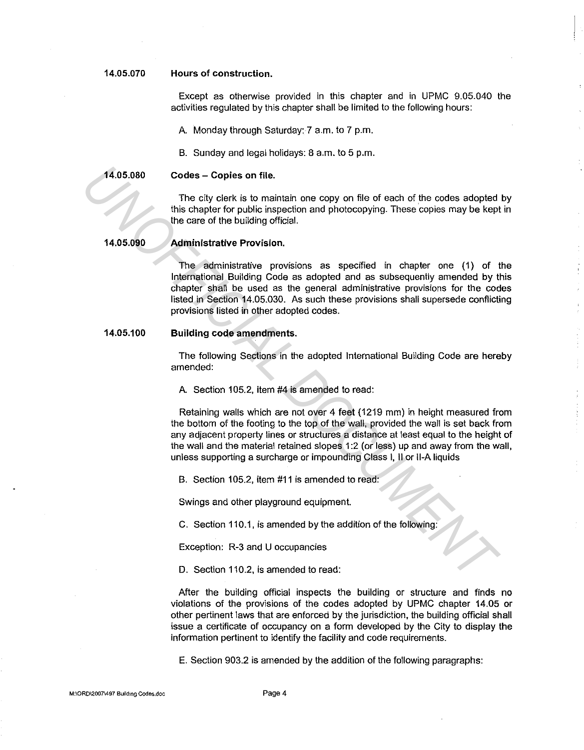**14.05.070 Hours of construction.**

Except as otherwise provided in this chapter and in UPMC 9.05.040 the activities regulated by this chapter shall be limited to the following hours:

A. Monday through Saturday: 7 a.m. to 7 p.m.

B. Sunday and legal holidays: 8 a.m. to 5 p.m.

**14.05.080 Codes – Copies on file.**

The city clerk is to maintain one copy on file of each of the codes adopted by this chapter for public inspection and photocopying. These copies may be kept in the care of the building official.

**14.05.090 Administrative Provision.**

The administrative provisions as specified in chapter one (1) of the International Building Code as adopted and as subsequently amended by this chapter shall be used as the general administrative provisions for the codes listed in Section 14.05.030. As such these provisions shall supersede conflicting provisions listed in other adopted codes.

**14.05.100 Building code amendments.**

The following Sections in the adopted International Building Code are hereby amended:

A. Section 105.2, item #4 is amended to read:

Retaining walls which are not over 4 feet (1219 mm) in height measured from the bottom of the footing to the top of the wall, provided the wall is set back from any adjacent property lines or structures a distance at least equal to the height of the wall and the material retained slopes 1:2 (or less) up and away from the wall, unless supporting a surcharge or impounding Class I, II or II-A liquids

B. Section 105.2, item #11 is amended to read:

Swings and other playground equipment.

C. Section 110.1, is amended by the addition of the following:

Exception: R-3 and U occupancies

D. Section 110.2, is amended to read:

After the building official inspects the building or structure and finds no violations of the provisions of the codes adopted by UPMC chapter 14.05 or other pertinent laws that are enforced by the jurisdiction, the building official shall issue a certificate of occupancy on a form developed by the City to display the information pertinent to identify the facility and code requirements.

E. Section 903.2 is amended by the addition of the following paragraphs: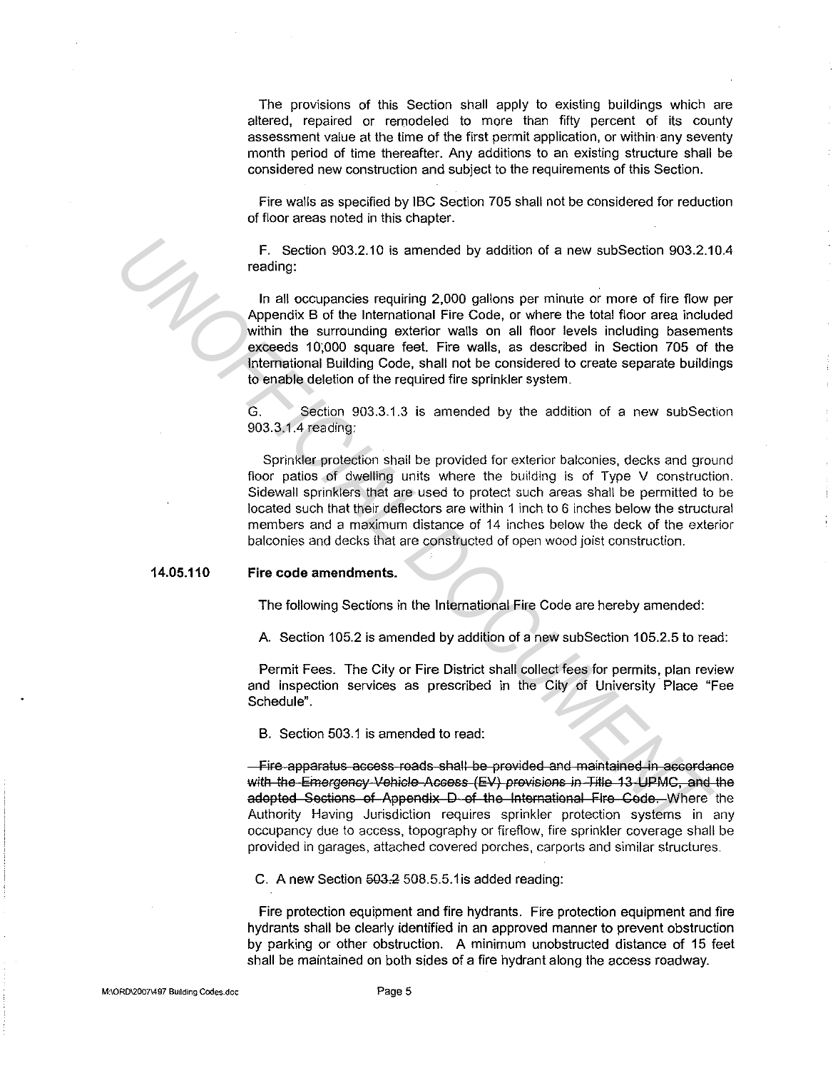The provisions of this Section shall apply to existing buildings which are altered, repaired or remodeled to more than fifty percent of its county assessment value at the time of the first permit application, or within any seventy month period of time thereafter. Any additions to an existing structure shall be considered new construction and subject to the requirements of this Section.

Fire walls as specified by IBC Section 705 shall not be considered for reduction of floor areas noted in this chapter.

F. Section 903.2.10 is amended by addition of a new subSection 903.2.10.4 reading:

In all occupancies requiring 2,000 gallons per minute or more of fire flow per Appendix B of the International Fire Code, or where the total floor area included within the surrounding exterior walls on all floor levels including basements exceeds 10,000 square feet. Fire walls, as described in Section 705 of the International Building Code, shall not be considered to create separate buildings to enable deletion of the required fire sprinkler system.

G. Section 903.3.1.3 is amended by the addition of a new subSection 903.3.1.4 reading:

Sprinkler protection shall be provided for exterior balconies, decks and ground floor patios of dwelling units where the building is of Type V construction. Sidewall sprinklers that are used to protect such areas shall be permitted to be located such that their deflectors are within 1 inch to 6 inches below the structural members and a maximum distance of 14 inches below the deck of the exterior balconies and decks that are constructed of open wood joist construction.

**14.05.110 Fire code amendments.**

The following Sections in the International Fire Code are hereby amended:

A. Section 105.2 is amended by addition of a new subSection 105.2.5 to read:

Permit Fees. The City or Fire District shall collect fees for permits, plan review and inspection services as prescribed in the City of University Place "Fee Schedule".

B. Section 503.1 is amended to read:

~~Fire apparatus access roads shall be provided and maintained in accordance with the Emergency Vehicle Access (EV) provisions in Title 13 UPMC, and the adopted Sections of Appendix D of the International Fire Code.~~ Where the Authority Having Jurisdiction requires sprinkler protection systems in any occupancy due to access, topography or fireflow, fire sprinkler coverage shall be provided in garages, attached covered porches, carports and similar structures.

C. A new Section ~~503.2~~ 508.5.5.1is added reading:

Fire protection equipment and fire hydrants. Fire protection equipment and fire hydrants shall be clearly identified in an approved manner to prevent obstruction by parking or other obstruction. A minimum unobstructed distance of 15 feet shall be maintained on both sides of a fire hydrant along the access roadway.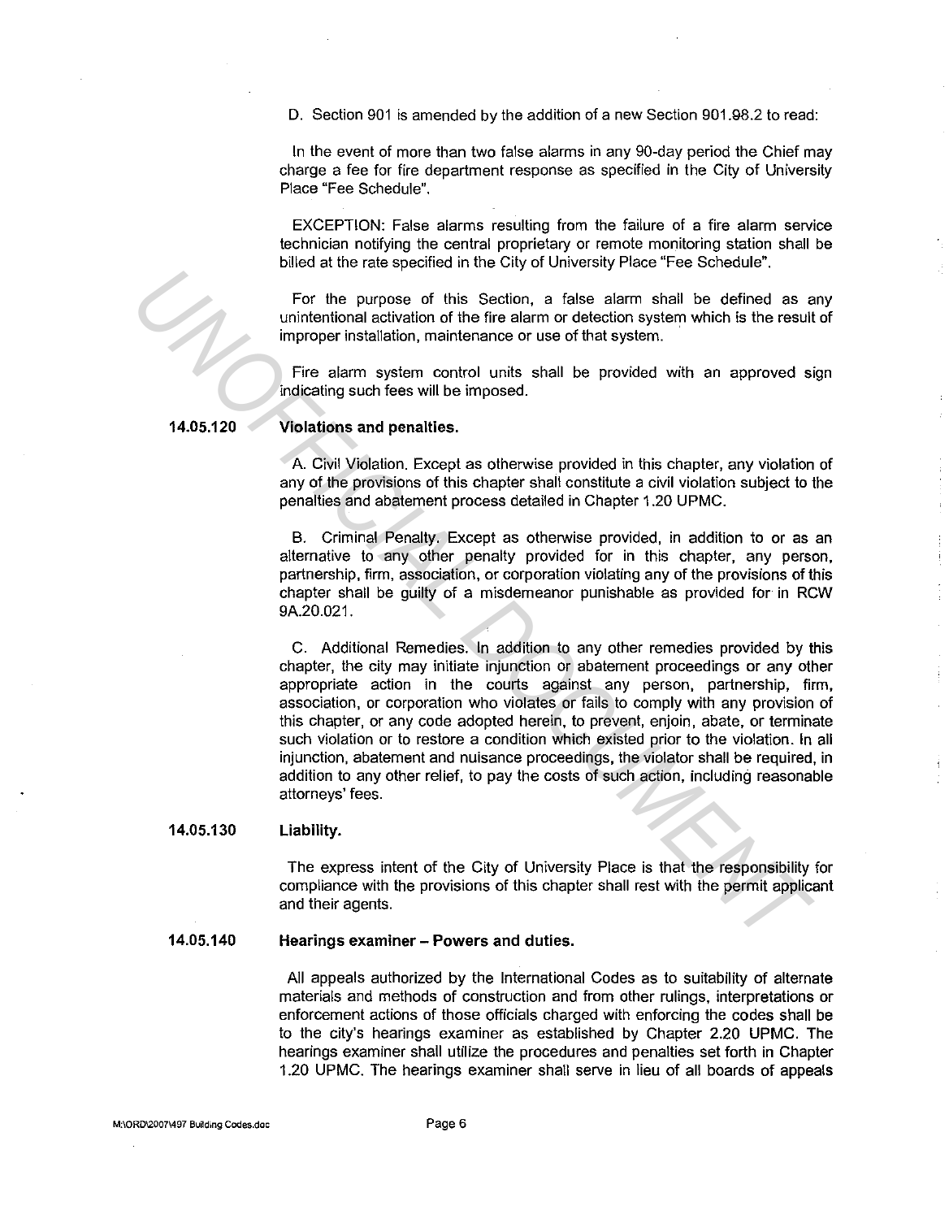D. Section 901 is amended by the addition of a new Section 901.98.2 to read:

In the event of more than two false alarms in any 90-day period the Chief may charge a fee for fire department response as specified in the City of University Place "Fee Schedule".

EXCEPTION: False alarms resulting from the failure of a fire alarm service technician notifying the central proprietary or remote monitoring station shall be billed at the rate specified in the City of University Place "Fee Schedule".

For the purpose of this Section, a false alarm shall be defined as any unintentional activation of the fire alarm or detection system which is the result of improper installation, maintenance or use of that system.

Fire alarm system control units shall be provided with an approved sign indicating such fees will be imposed.

**14.05.120 Violations and penalties.**

A. Civil Violation. Except as otherwise provided in this chapter, any violation of any of the provisions of this chapter shall constitute a civil violation subject to the penalties and abatement process detailed in Chapter 1.20 UPMC.

B. Criminal Penalty. Except as otherwise provided, in addition to or as an alternative to any other penalty provided for in this chapter, any person, partnership, firm, association, or corporation violating any of the provisions of this chapter shall be guilty of a misdemeanor punishable as provided for in RCW 9A.20.021.

C. Additional Remedies. In addition to any other remedies provided by this chapter, the city may initiate injunction or abatement proceedings or any other appropriate action in the courts against any person, partnership, firm, association, or corporation who violates or fails to comply with any provision of this chapter, or any code adopted herein, to prevent, enjoin, abate, or terminate such violation or to restore a condition which existed prior to the violation. In all injunction, abatement and nuisance proceedings, the violator shall be required, in addition to any other relief, to pay the costs of such action, including reasonable attorneys' fees.

**14.05.130 Liability.**

The express intent of the City of University Place is that the responsibility for compliance with the provisions of this chapter shall rest with the permit applicant and their agents.

**14.05.140 Hearings examiner – Powers and duties.**

All appeals authorized by the International Codes as to suitability of alternate materials and methods of construction and from other rulings, interpretations or enforcement actions of those officials charged with enforcing the codes shall be to the city's hearings examiner as established by Chapter 2.20 UPMC. The hearings examiner shall utilize the procedures and penalties set forth in Chapter 1.20 UPMC. The hearings examiner shall serve in lieu of all boards of appeals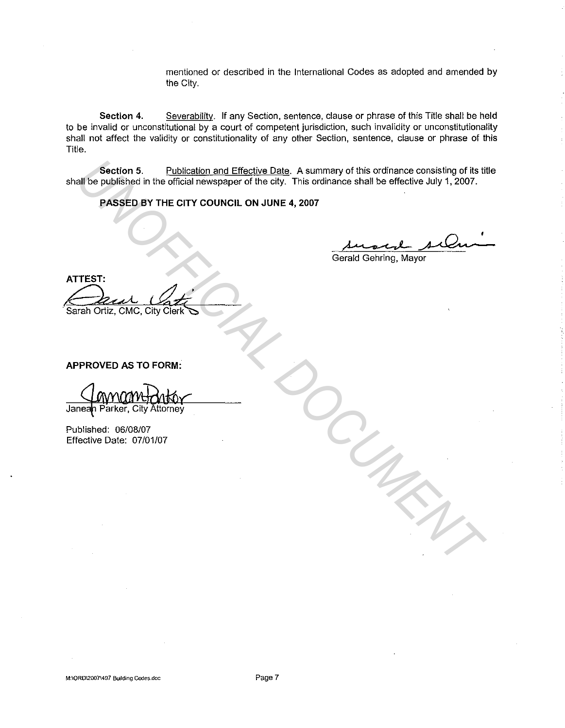mentioned or described in the International Codes as adopted and amended by the City.

**Section 4.** Severability. If any Section, sentence, clause or phrase of this Title shall be held to be invalid or unconstitutional by a court of competent jurisdiction, such invalidity or unconstitutionality shall not affect the validity or constitutionality of any other Section, sentence, clause or phrase of this Title.

**Section 5.** Publication and Effective Date. A summary of this ordinance consisting of its title shall be published in the official newspaper of the city. This ordinance shall be effective July 1, 2007.

**PASSED BY THE CITY COUNCIL ON JUNE 4, 2007**

Gerald Gehring, Mayor

**ATTEST:**

Sarah Ortiz, CMC, City Clerk

**APPROVED AS TO FORM:**

Janean Parker, City Attorney

Published: 06/08/07
Effective Date: 07/01/07

M:\ORD\2007\497 Building Codes.doc